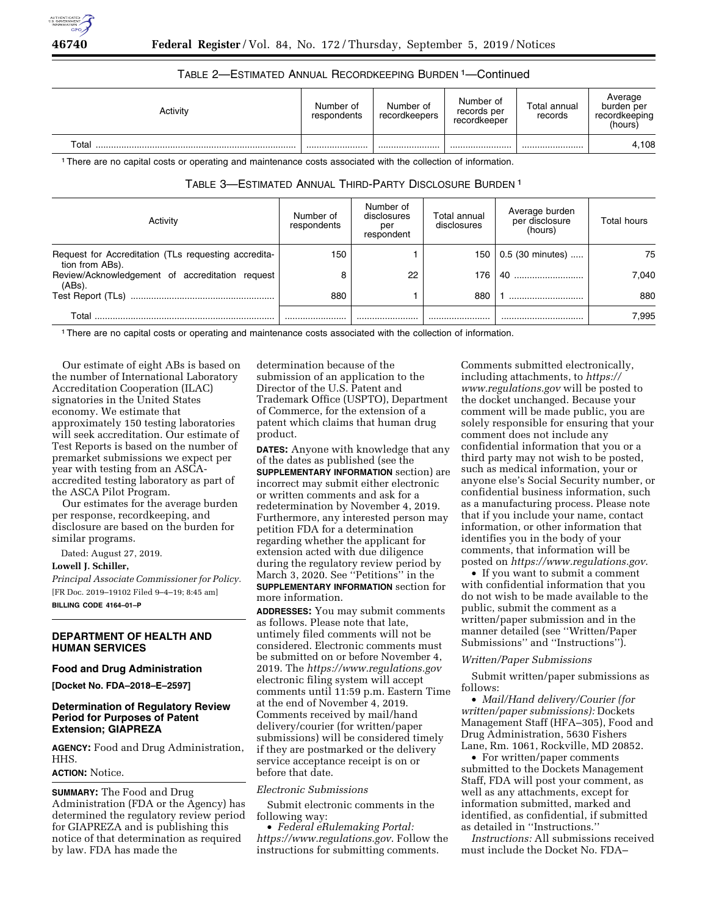TABLE 2—ESTIMATED ANNUAL RECORDKEEPING BURDEN [1]—Continued

| Activity | Number of respondents | Number of recordkeepers | Number of records per recordkeeper | Total annual records | Average burden per recordkeeping (hours) |
|---|---|---|---|---|---|
| Total | ........................ | ........................ | ........................ | ........................ | 4,108 |

[1] There are no capital costs or operating and maintenance costs associated with the collection of information.

TABLE 3—ESTIMATED ANNUAL THIRD-PARTY DISCLOSURE BURDEN [1]

| Activity | Number of respondents | Number of disclosures per respondent | Total annual disclosures | Average burden per disclosure (hours) | Total hours |
|---|---|---|---|---|---|
| Request for Accreditation (TLs requesting accreditation from ABs). | 150 | 1 | 150 | 0.5 (30 minutes) ..... | 75 |
| Review/Acknowledgement of accreditation request (ABs). | 8 | 22 | 176 | 40 ........................... | 7,040 |
| Test Report (TLs) ........................................................ | 880 | 1 | 880 | 1 ............................. | 880 |
| Total ..................................................................... | ........................ | ........................ | ........................ | ................................ | 7,995 |

[1] There are no capital costs or operating and maintenance costs associated with the collection of information.

Our estimate of eight ABs is based on the number of International Laboratory Accreditation Cooperation (ILAC) signatories in the United States economy. We estimate that approximately 150 testing laboratories will seek accreditation. Our estimate of Test Reports is based on the number of premarket submissions we expect per year with testing from an ASCA-accredited testing laboratory as part of the ASCA Pilot Program.

Our estimates for the average burden per response, recordkeeping, and disclosure are based on the burden for similar programs.

Dated: August 27, 2019.

**Lowell J. Schiller,**

*Principal Associate Commissioner for Policy.*

[FR Doc. 2019–19102 Filed 9–4–19; 8:45 am]

**BILLING CODE 4164–01–P**

## DEPARTMENT OF HEALTH AND HUMAN SERVICES

### Food and Drug Administration

**[Docket No. FDA–2018–E–2597]**

### Determination of Regulatory Review Period for Purposes of Patent Extension; GIAPREZA

**AGENCY:** Food and Drug Administration, HHS.

**ACTION:** Notice.

**SUMMARY:** The Food and Drug Administration (FDA or the Agency) has determined the regulatory review period for GIAPREZA and is publishing this notice of that determination as required by law. FDA has made the determination because of the submission of an application to the Director of the U.S. Patent and Trademark Office (USPTO), Department of Commerce, for the extension of a patent which claims that human drug product.

**DATES:** Anyone with knowledge that any of the dates as published (see the **SUPPLEMENTARY INFORMATION** section) are incorrect may submit either electronic or written comments and ask for a redetermination by November 4, 2019. Furthermore, any interested person may petition FDA for a determination regarding whether the applicant for extension acted with due diligence during the regulatory review period by March 3, 2020. See ''Petitions'' in the **SUPPLEMENTARY INFORMATION** section for more information.

**ADDRESSES:** You may submit comments as follows. Please note that late, untimely filed comments will not be considered. Electronic comments must be submitted on or before November 4, 2019. The *https://www.regulations.gov* electronic filing system will accept comments until 11:59 p.m. Eastern Time at the end of November 4, 2019. Comments received by mail/hand delivery/courier (for written/paper submissions) will be considered timely if they are postmarked or the delivery service acceptance receipt is on or before that date.

*Electronic Submissions*

Submit electronic comments in the following way:

• *Federal eRulemaking Portal: https://www.regulations.gov*. Follow the instructions for submitting comments. Comments submitted electronically, including attachments, to *https://www.regulations.gov* will be posted to the docket unchanged. Because your comment will be made public, you are solely responsible for ensuring that your comment does not include any confidential information that you or a third party may not wish to be posted, such as medical information, your or anyone else's Social Security number, or confidential business information, such as a manufacturing process. Please note that if you include your name, contact information, or other information that identifies you in the body of your comments, that information will be posted on *https://www.regulations.gov*.

• If you want to submit a comment with confidential information that you do not wish to be made available to the public, submit the comment as a written/paper submission and in the manner detailed (see ''Written/Paper Submissions'' and ''Instructions'').

*Written/Paper Submissions*

Submit written/paper submissions as follows:

• *Mail/Hand delivery/Courier (for written/paper submissions):* Dockets Management Staff (HFA–305), Food and Drug Administration, 5630 Fishers Lane, Rm. 1061, Rockville, MD 20852.

• For written/paper comments submitted to the Dockets Management Staff, FDA will post your comment, as well as any attachments, except for information submitted, marked and identified, as confidential, if submitted as detailed in ''Instructions.''

*Instructions:* All submissions received must include the Docket No. FDA–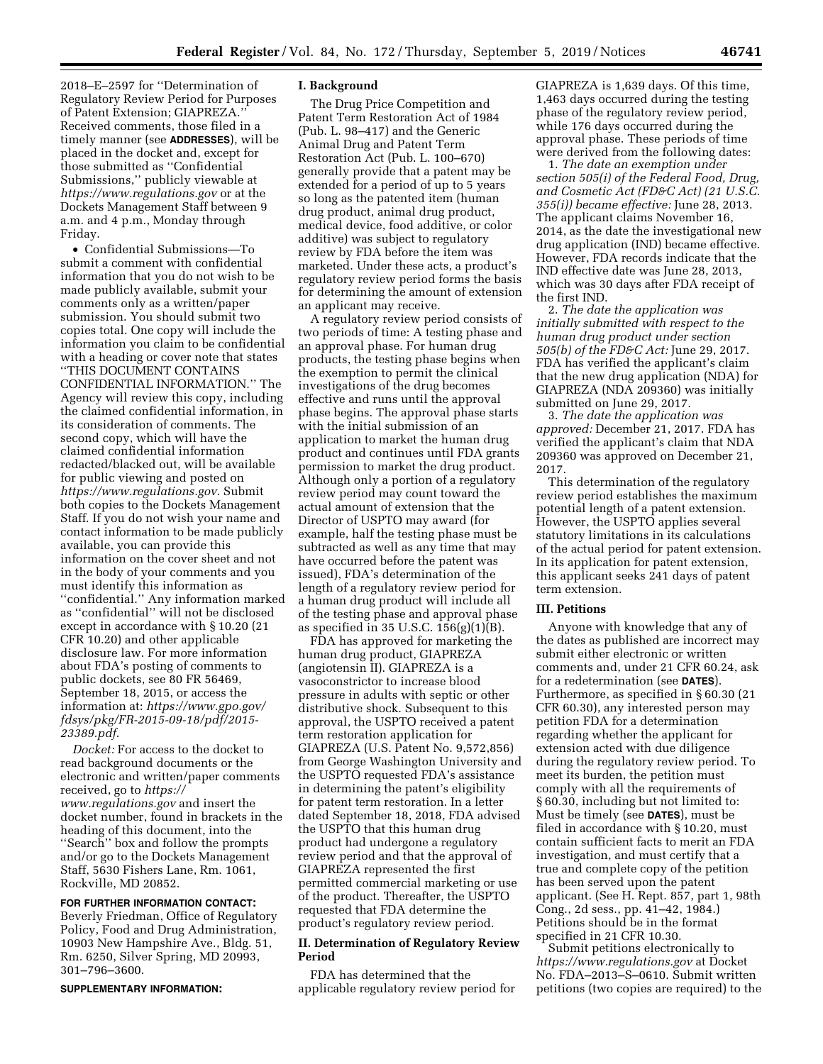2018–E–2597 for ''Determination of Regulatory Review Period for Purposes of Patent Extension; GIAPREZA.'' Received comments, those filed in a timely manner (see **ADDRESSES**), will be placed in the docket and, except for those submitted as ''Confidential Submissions,'' publicly viewable at *https://www.regulations.gov* or at the Dockets Management Staff between 9 a.m. and 4 p.m., Monday through Friday.

- Confidential Submissions—To submit a comment with confidential information that you do not wish to be made publicly available, submit your comments only as a written/paper submission. You should submit two copies total. One copy will include the information you claim to be confidential with a heading or cover note that states ''THIS DOCUMENT CONTAINS CONFIDENTIAL INFORMATION.'' The Agency will review this copy, including the claimed confidential information, in its consideration of comments. The second copy, which will have the claimed confidential information redacted/blacked out, will be available for public viewing and posted on *https://www.regulations.gov*. Submit both copies to the Dockets Management Staff. If you do not wish your name and contact information to be made publicly available, you can provide this information on the cover sheet and not in the body of your comments and you must identify this information as ''confidential.'' Any information marked as ''confidential'' will not be disclosed except in accordance with § 10.20 (21 CFR 10.20) and other applicable disclosure law. For more information about FDA's posting of comments to public dockets, see 80 FR 56469, September 18, 2015, or access the information at: *https://www.gpo.gov/fdsys/pkg/FR-2015-09-18/pdf/2015-23389.pdf*.

*Docket:* For access to the docket to read background documents or the electronic and written/paper comments received, go to *https://www.regulations.gov* and insert the docket number, found in brackets in the heading of this document, into the ''Search'' box and follow the prompts and/or go to the Dockets Management Staff, 5630 Fishers Lane, Rm. 1061, Rockville, MD 20852.

**FOR FURTHER INFORMATION CONTACT:** Beverly Friedman, Office of Regulatory Policy, Food and Drug Administration, 10903 New Hampshire Ave., Bldg. 51, Rm. 6250, Silver Spring, MD 20993, 301–796–3600.

**SUPPLEMENTARY INFORMATION:**

## I. Background

The Drug Price Competition and Patent Term Restoration Act of 1984 (Pub. L. 98–417) and the Generic Animal Drug and Patent Term Restoration Act (Pub. L. 100–670) generally provide that a patent may be extended for a period of up to 5 years so long as the patented item (human drug product, animal drug product, medical device, food additive, or color additive) was subject to regulatory review by FDA before the item was marketed. Under these acts, a product's regulatory review period forms the basis for determining the amount of extension an applicant may receive.

A regulatory review period consists of two periods of time: A testing phase and an approval phase. For human drug products, the testing phase begins when the exemption to permit the clinical investigations of the drug becomes effective and runs until the approval phase begins. The approval phase starts with the initial submission of an application to market the human drug product and continues until FDA grants permission to market the drug product. Although only a portion of a regulatory review period may count toward the actual amount of extension that the Director of USPTO may award (for example, half the testing phase must be subtracted as well as any time that may have occurred before the patent was issued), FDA's determination of the length of a regulatory review period for a human drug product will include all of the testing phase and approval phase as specified in 35 U.S.C. 156(g)(1)(B).

FDA has approved for marketing the human drug product, GIAPREZA (angiotensin II). GIAPREZA is a vasoconstrictor to increase blood pressure in adults with septic or other distributive shock. Subsequent to this approval, the USPTO received a patent term restoration application for GIAPREZA (U.S. Patent No. 9,572,856) from George Washington University and the USPTO requested FDA's assistance in determining the patent's eligibility for patent term restoration. In a letter dated September 18, 2018, FDA advised the USPTO that this human drug product had undergone a regulatory review period and that the approval of GIAPREZA represented the first permitted commercial marketing or use of the product. Thereafter, the USPTO requested that FDA determine the product's regulatory review period.

## II. Determination of Regulatory Review Period

FDA has determined that the applicable regulatory review period for GIAPREZA is 1,639 days. Of this time, 1,463 days occurred during the testing phase of the regulatory review period, while 176 days occurred during the approval phase. These periods of time were derived from the following dates:

1. *The date an exemption under section 505(i) of the Federal Food, Drug, and Cosmetic Act (FD&C Act) (21 U.S.C. 355(i)) became effective:* June 28, 2013. The applicant claims November 16, 2014, as the date the investigational new drug application (IND) became effective. However, FDA records indicate that the IND effective date was June 28, 2013, which was 30 days after FDA receipt of the first IND.

2. *The date the application was initially submitted with respect to the human drug product under section 505(b) of the FD&C Act:* June 29, 2017. FDA has verified the applicant's claim that the new drug application (NDA) for GIAPREZA (NDA 209360) was initially submitted on June 29, 2017.

3. *The date the application was approved:* December 21, 2017. FDA has verified the applicant's claim that NDA 209360 was approved on December 21, 2017.

This determination of the regulatory review period establishes the maximum potential length of a patent extension. However, the USPTO applies several statutory limitations in its calculations of the actual period for patent extension. In its application for patent extension, this applicant seeks 241 days of patent term extension.

## III. Petitions

Anyone with knowledge that any of the dates as published are incorrect may submit either electronic or written comments and, under 21 CFR 60.24, ask for a redetermination (see **DATES**). Furthermore, as specified in § 60.30 (21 CFR 60.30), any interested person may petition FDA for a determination regarding whether the applicant for extension acted with due diligence during the regulatory review period. To meet its burden, the petition must comply with all the requirements of § 60.30, including but not limited to: Must be timely (see **DATES**), must be filed in accordance with § 10.20, must contain sufficient facts to merit an FDA investigation, and must certify that a true and complete copy of the petition has been served upon the patent applicant. (See H. Rept. 857, part 1, 98th Cong., 2d sess., pp. 41–42, 1984.) Petitions should be in the format specified in 21 CFR 10.30.

Submit petitions electronically to *https://www.regulations.gov* at Docket No. FDA–2013–S–0610. Submit written petitions (two copies are required) to the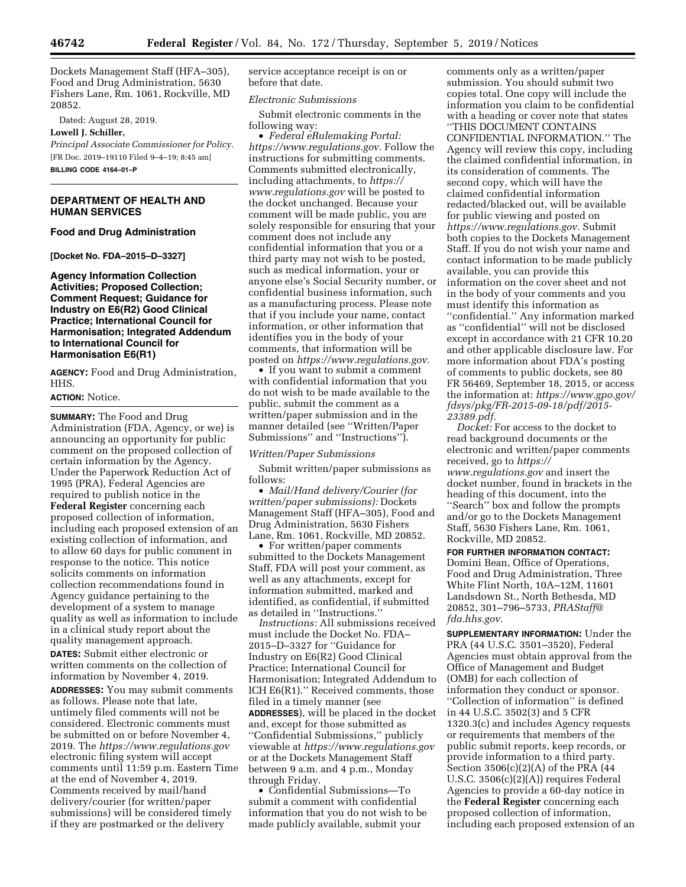Dockets Management Staff (HFA–305), Food and Drug Administration, 5630 Fishers Lane, Rm. 1061, Rockville, MD 20852.

Dated: August 28, 2019.

**Lowell J. Schiller,**

*Principal Associate Commissioner for Policy.*

[FR Doc. 2019–19110 Filed 9–4–19; 8:45 am]

**BILLING CODE 4164–01–P**

---

## DEPARTMENT OF HEALTH AND HUMAN SERVICES

### Food and Drug Administration

**[Docket No. FDA–2015–D–3327]**

### Agency Information Collection Activities; Proposed Collection; Comment Request; Guidance for Industry on E6(R2) Good Clinical Practice; International Council for Harmonisation; Integrated Addendum to International Council for Harmonisation E6(R1)

**AGENCY:** Food and Drug Administration, HHS.

**ACTION:** Notice.

**SUMMARY:** The Food and Drug Administration (FDA, Agency, or we) is announcing an opportunity for public comment on the proposed collection of certain information by the Agency. Under the Paperwork Reduction Act of 1995 (PRA), Federal Agencies are required to publish notice in the **Federal Register** concerning each proposed collection of information, including each proposed extension of an existing collection of information, and to allow 60 days for public comment in response to the notice. This notice solicits comments on information collection recommendations found in Agency guidance pertaining to the development of a system to manage quality as well as information to include in a clinical study report about the quality management approach.

**DATES:** Submit either electronic or written comments on the collection of information by November 4, 2019.

**ADDRESSES:** You may submit comments as follows. Please note that late, untimely filed comments will not be considered. Electronic comments must be submitted on or before November 4, 2019. The *https://www.regulations.gov* electronic filing system will accept comments until 11:59 p.m. Eastern Time at the end of November 4, 2019. Comments received by mail/hand delivery/courier (for written/paper submissions) will be considered timely if they are postmarked or the delivery service acceptance receipt is on or before that date.

*Electronic Submissions*

Submit electronic comments in the following way:

- *Federal eRulemaking Portal: https://www.regulations.gov.* Follow the instructions for submitting comments. Comments submitted electronically, including attachments, to *https://www.regulations.gov* will be posted to the docket unchanged. Because your comment will be made public, you are solely responsible for ensuring that your comment does not include any confidential information that you or a third party may not wish to be posted, such as medical information, your or anyone else's Social Security number, or confidential business information, such as a manufacturing process. Please note that if you include your name, contact information, or other information that identifies you in the body of your comments, that information will be posted on *https://www.regulations.gov.*
- If you want to submit a comment with confidential information that you do not wish to be made available to the public, submit the comment as a written/paper submission and in the manner detailed (see "Written/Paper Submissions" and "Instructions").

*Written/Paper Submissions*

Submit written/paper submissions as follows:

- *Mail/Hand delivery/Courier (for written/paper submissions):* Dockets Management Staff (HFA–305), Food and Drug Administration, 5630 Fishers Lane, Rm. 1061, Rockville, MD 20852.
- For written/paper comments submitted to the Dockets Management Staff, FDA will post your comment, as well as any attachments, except for information submitted, marked and identified, as confidential, if submitted as detailed in "Instructions."

*Instructions:* All submissions received must include the Docket No. FDA–2015–D–3327 for "Guidance for Industry on E6(R2) Good Clinical Practice; International Council for Harmonisation; Integrated Addendum to ICH E6(R1)." Received comments, those filed in a timely manner (see **ADDRESSES**), will be placed in the docket and, except for those submitted as "Confidential Submissions," publicly viewable at *https://www.regulations.gov* or at the Dockets Management Staff between 9 a.m. and 4 p.m., Monday through Friday.

- Confidential Submissions—To submit a comment with confidential information that you do not wish to be made publicly available, submit your comments only as a written/paper submission. You should submit two copies total. One copy will include the information you claim to be confidential with a heading or cover note that states "THIS DOCUMENT CONTAINS CONFIDENTIAL INFORMATION." The Agency will review this copy, including the claimed confidential information, in its consideration of comments. The second copy, which will have the claimed confidential information redacted/blacked out, will be available for public viewing and posted on *https://www.regulations.gov.* Submit both copies to the Dockets Management Staff. If you do not wish your name and contact information to be made publicly available, you can provide this information on the cover sheet and not in the body of your comments and you must identify this information as "confidential." Any information marked as "confidential" will not be disclosed except in accordance with 21 CFR 10.20 and other applicable disclosure law. For more information about FDA's posting of comments to public dockets, see 80 FR 56469, September 18, 2015, or access the information at: *https://www.gpo.gov/fdsys/pkg/FR-2015-09-18/pdf/2015-23389.pdf.*

*Docket:* For access to the docket to read background documents or the electronic and written/paper comments received, go to *https://www.regulations.gov* and insert the docket number, found in brackets in the heading of this document, into the "Search" box and follow the prompts and/or go to the Dockets Management Staff, 5630 Fishers Lane, Rm. 1061, Rockville, MD 20852.

**FOR FURTHER INFORMATION CONTACT:** Domini Bean, Office of Operations, Food and Drug Administration, Three White Flint North, 10A–12M, 11601 Landsdown St., North Bethesda, MD 20852, 301–796–5733, *PRAStaff@fda.hhs.gov.*

**SUPPLEMENTARY INFORMATION:** Under the PRA (44 U.S.C. 3501–3520), Federal Agencies must obtain approval from the Office of Management and Budget (OMB) for each collection of information they conduct or sponsor. "Collection of information" is defined in 44 U.S.C. 3502(3) and 5 CFR 1320.3(c) and includes Agency requests or requirements that members of the public submit reports, keep records, or provide information to a third party. Section 3506(c)(2)(A) of the PRA (44 U.S.C. 3506(c)(2)(A)) requires Federal Agencies to provide a 60-day notice in the **Federal Register** concerning each proposed collection of information, including each proposed extension of an